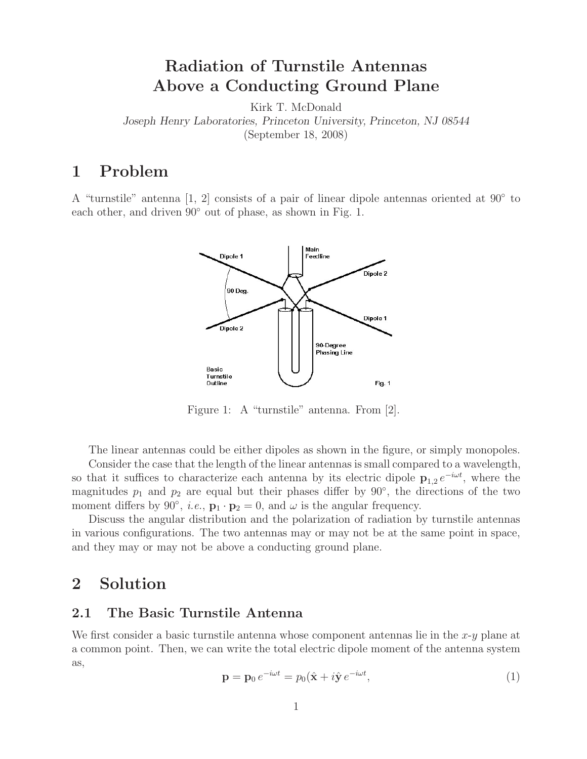# Radiation of Turnstile Antennas Above a Conducting Ground Plane

Kirk T. McDonald

*Joseph Henry Laboratories, Princeton University, Princeton, NJ 08544*

(September 18, 2008)

# 1 Problem

A "turnstile" antenna [1, 2] consists of a pair of linear dipole antennas oriented at 90° to each other, and driven 90° out of phase, as shown in Fig. 1.

Figure 1: A "turnstile" antenna. From [2].

The linear antennas could be either dipoles as shown in the figure, or simply monopoles.

Consider the case that the length of the linear antennas is small compared to a wavelength, so that it suffices to characterize each antenna by its electric dipole $\mathbf{p}_{1,2}\, e^{-i\omega t}$, where the magnitudes $p_1$ and $p_2$ are equal but their phases differ by 90°, the directions of the two moment differs by 90°, *i.e.*, $\mathbf{p}_1 \cdot \mathbf{p}_2 = 0$, and $\omega$ is the angular frequency.

Discuss the angular distribution and the polarization of radiation by turnstile antennas in various configurations. The two antennas may or may not be at the same point in space, and they may or may not be above a conducting ground plane.

# 2 Solution

## 2.1 The Basic Turnstile Antenna

We first consider a basic turnstile antenna whose component antennas lie in the $x$-$y$ plane at a common point. Then, we can write the total electric dipole moment of the antenna system as,

$$\mathbf{p} = \mathbf{p}_0\, e^{-i\omega t} = p_0(\hat{\mathbf{x}} + i\hat{\mathbf{y}}\, e^{-i\omega t}, \tag{1}$$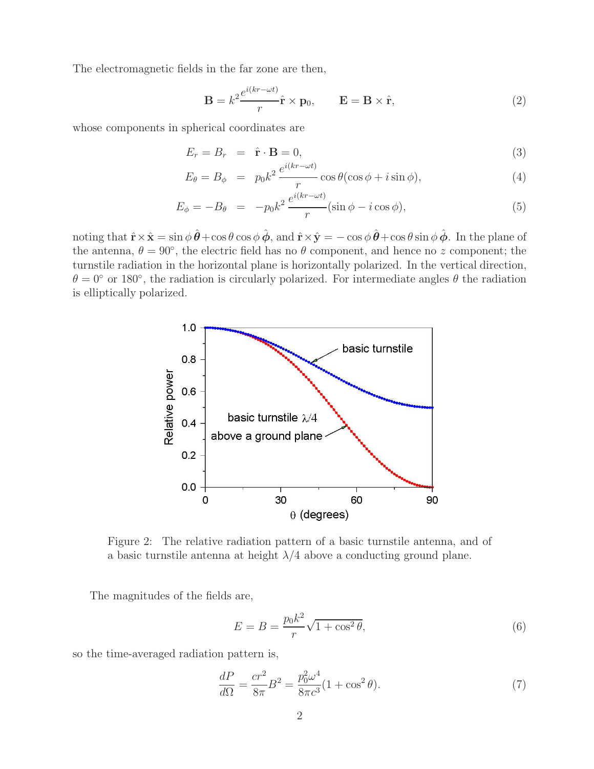The electromagnetic fields in the far zone are then,

$$\mathbf{B} = k^2 \frac{e^{i(kr-\omega t)}}{r} \hat{\mathbf{r}} \times \mathbf{p}_0, \qquad \mathbf{E} = \mathbf{B} \times \hat{\mathbf{r}}, \tag{2}$$

whose components in spherical coordinates are

$$E_r = B_r = \hat{\mathbf{r}} \cdot \mathbf{B} = 0, \tag{3}$$

$$E_\theta = B_\phi = p_0 k^2 \frac{e^{i(kr-\omega t)}}{r} \cos\theta(\cos\phi + i\sin\phi), \tag{4}$$

$$E_\phi = -B_\theta = -p_0 k^2 \frac{e^{i(kr-\omega t)}}{r} (\sin\phi - i\cos\phi), \tag{5}$$

noting that $\hat{\mathbf{r}} \times \hat{\mathbf{x}} = \sin\phi\,\hat{\boldsymbol{\theta}} + \cos\theta\cos\phi\,\hat{\boldsymbol{\phi}}$, and $\hat{\mathbf{r}} \times \hat{\mathbf{y}} = -\cos\phi\,\hat{\boldsymbol{\theta}} + \cos\theta\sin\phi\,\hat{\boldsymbol{\phi}}$. In the plane of the antenna, $\theta = 90^\circ$, the electric field has no $\theta$ component, and hence no $z$ component; the turnstile radiation in the horizontal plane is horizontally polarized. In the vertical direction, $\theta = 0^\circ$ or $180^\circ$, the radiation is circularly polarized. For intermediate angles $\theta$ the radiation is elliptically polarized.

Figure 2: The relative radiation pattern of a basic turnstile antenna, and of a basic turnstile antenna at height $\lambda/4$ above a conducting ground plane.

The magnitudes of the fields are,

$$E = B = \frac{p_0 k^2}{r} \sqrt{1 + \cos^2\theta}, \tag{6}$$

so the time-averaged radiation pattern is,

$$\frac{dP}{d\Omega} = \frac{cr^2}{8\pi} B^2 = \frac{p_0^2 \omega^4}{8\pi c^3} (1 + \cos^2\theta). \tag{7}$$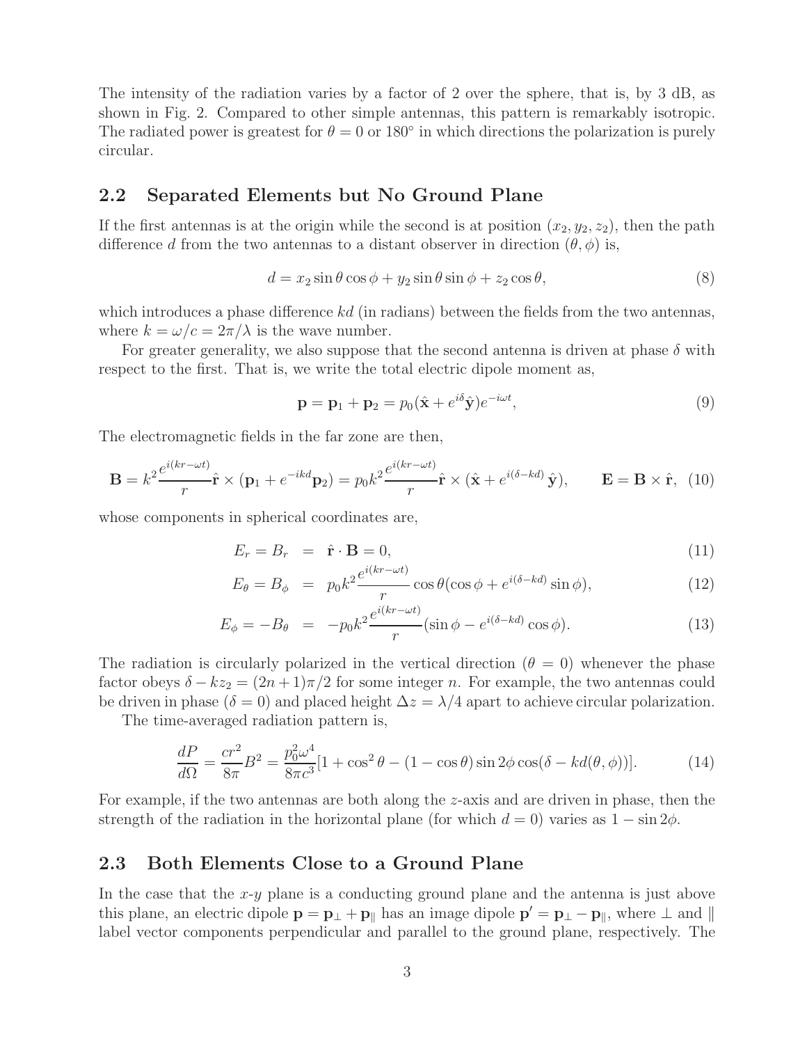The intensity of the radiation varies by a factor of 2 over the sphere, that is, by 3 dB, as shown in Fig. 2. Compared to other simple antennas, this pattern is remarkably isotropic. The radiated power is greatest for $\theta = 0$ or $180^\circ$ in which directions the polarization is purely circular.

## 2.2 Separated Elements but No Ground Plane

If the first antennas is at the origin while the second is at position $(x_2, y_2, z_2)$, then the path difference $d$ from the two antennas to a distant observer in direction $(\theta, \phi)$ is,

$$d = x_2 \sin\theta \cos\phi + y_2 \sin\theta \sin\phi + z_2 \cos\theta, \tag{8}$$

which introduces a phase difference $kd$ (in radians) between the fields from the two antennas, where $k = \omega/c = 2\pi/\lambda$ is the wave number.

For greater generality, we also suppose that the second antenna is driven at phase $\delta$ with respect to the first. That is, we write the total electric dipole moment as,

$$\mathbf{p} = \mathbf{p}_1 + \mathbf{p}_2 = p_0(\hat{\mathbf{x}} + e^{i\delta}\hat{\mathbf{y}})e^{-i\omega t}, \tag{9}$$

The electromagnetic fields in the far zone are then,

$$\mathbf{B} = k^2 \frac{e^{i(kr-\omega t)}}{r} \hat{\mathbf{r}} \times (\mathbf{p}_1 + e^{-ikd}\mathbf{p}_2) = p_0 k^2 \frac{e^{i(kr-\omega t)}}{r} \hat{\mathbf{r}} \times (\hat{\mathbf{x}} + e^{i(\delta - kd)}\,\hat{\mathbf{y}}), \qquad \mathbf{E} = \mathbf{B} \times \hat{\mathbf{r}}, \tag{10}$$

whose components in spherical coordinates are,

$$E_r = B_r = \hat{\mathbf{r}} \cdot \mathbf{B} = 0, \tag{11}$$

$$E_\theta = B_\phi = p_0 k^2 \frac{e^{i(kr-\omega t)}}{r} \cos\theta(\cos\phi + e^{i(\delta - kd)} \sin\phi), \tag{12}$$

$$E_\phi = -B_\theta = -p_0 k^2 \frac{e^{i(kr-\omega t)}}{r} (\sin\phi - e^{i(\delta - kd)} \cos\phi). \tag{13}$$

The radiation is circularly polarized in the vertical direction ($\theta = 0$) whenever the phase factor obeys $\delta - kz_2 = (2n + 1)\pi/2$ for some integer $n$. For example, the two antennas could be driven in phase ($\delta = 0$) and placed height $\Delta z = \lambda/4$ apart to achieve circular polarization.

The time-averaged radiation pattern is,

$$\frac{dP}{d\Omega} = \frac{cr^2}{8\pi} B^2 = \frac{p_0^2 \omega^4}{8\pi c^3} [1 + \cos^2\theta - (1 - \cos\theta) \sin 2\phi \cos(\delta - kd(\theta, \phi))]. \tag{14}$$

For example, if the two antennas are both along the $z$-axis and are driven in phase, then the strength of the radiation in the horizontal plane (for which $d = 0$) varies as $1 - \sin 2\phi$.

## 2.3 Both Elements Close to a Ground Plane

In the case that the $x$-$y$ plane is a conducting ground plane and the antenna is just above this plane, an electric dipole $\mathbf{p} = \mathbf{p}_\perp + \mathbf{p}_\parallel$ has an image dipole $\mathbf{p}' = \mathbf{p}_\perp - \mathbf{p}_\parallel$, where $\perp$ and $\parallel$ label vector components perpendicular and parallel to the ground plane, respectively. The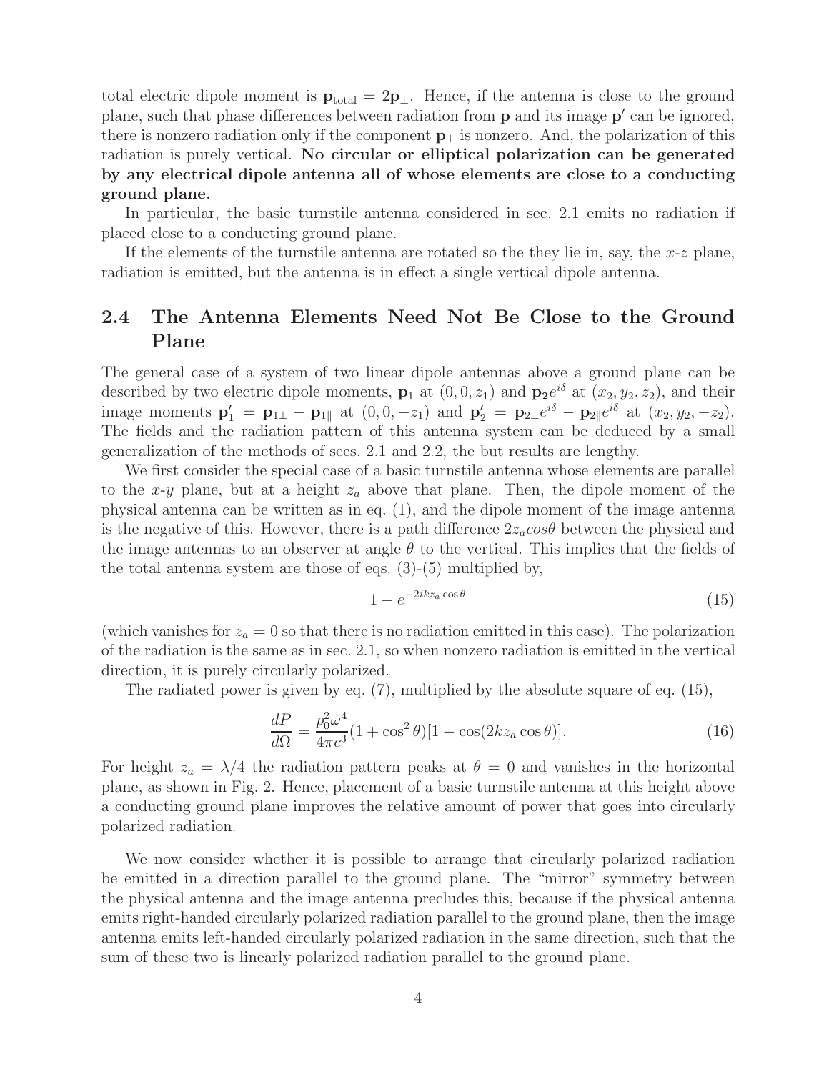total electric dipole moment is $\mathbf{p}_{\rm total} = 2\mathbf{p}_\perp$. Hence, if the antenna is close to the ground plane, such that phase differences between radiation from $\mathbf{p}$ and its image $\mathbf{p}'$ can be ignored, there is nonzero radiation only if the component $\mathbf{p}_\perp$ is nonzero. And, the polarization of this radiation is purely vertical. **No circular or elliptical polarization can be generated by any electrical dipole antenna all of whose elements are close to a conducting ground plane.**

In particular, the basic turnstile antenna considered in sec. 2.1 emits no radiation if placed close to a conducting ground plane.

If the elements of the turnstile antenna are rotated so the they lie in, say, the $x$-$z$ plane, radiation is emitted, but the antenna is in effect a single vertical dipole antenna.

## 2.4 The Antenna Elements Need Not Be Close to the Ground Plane

The general case of a system of two linear dipole antennas above a ground plane can be described by two electric dipole moments, $\mathbf{p}_1$ at $(0, 0, z_1)$ and $\mathbf{p_2}e^{i\delta}$ at $(x_2, y_2, z_2)$, and their image moments $\mathbf{p}_1' = \mathbf{p}_{1\perp} - \mathbf{p}_{1\parallel}$ at $(0, 0, -z_1)$ and $\mathbf{p}_2' = \mathbf{p}_{2\perp}e^{i\delta} - \mathbf{p}_{2\parallel}e^{i\delta}$ at $(x_2, y_2, -z_2)$. The fields and the radiation pattern of this antenna system can be deduced by a small generalization of the methods of secs. 2.1 and 2.2, the but results are lengthy.

We first consider the special case of a basic turnstile antenna whose elements are parallel to the $x$-$y$ plane, but at a height $z_a$ above that plane. Then, the dipole moment of the physical antenna can be written as in eq. (1), and the dipole moment of the image antenna is the negative of this. However, there is a path difference $2z_a cos\theta$ between the physical and the image antennas to an observer at angle $\theta$ to the vertical. This implies that the fields of the total antenna system are those of eqs. (3)-(5) multiplied by,

$$1 - e^{-2ikz_a\cos\theta} \tag{15}$$

(which vanishes for $z_a = 0$ so that there is no radiation emitted in this case). The polarization of the radiation is the same as in sec. 2.1, so when nonzero radiation is emitted in the vertical direction, it is purely circularly polarized.

The radiated power is given by eq. (7), multiplied by the absolute square of eq. (15),

$$\frac{dP}{d\Omega} = \frac{p_0^2\omega^4}{4\pi c^3}(1 + \cos^2\theta)[1 - \cos(2kz_a\cos\theta)]. \tag{16}$$

For height $z_a = \lambda/4$ the radiation pattern peaks at $\theta = 0$ and vanishes in the horizontal plane, as shown in Fig. 2. Hence, placement of a basic turnstile antenna at this height above a conducting ground plane improves the relative amount of power that goes into circularly polarized radiation.

We now consider whether it is possible to arrange that circularly polarized radiation be emitted in a direction parallel to the ground plane. The "mirror" symmetry between the physical antenna and the image antenna precludes this, because if the physical antenna emits right-handed circularly polarized radiation parallel to the ground plane, then the image antenna emits left-handed circularly polarized radiation in the same direction, such that the sum of these two is linearly polarized radiation parallel to the ground plane.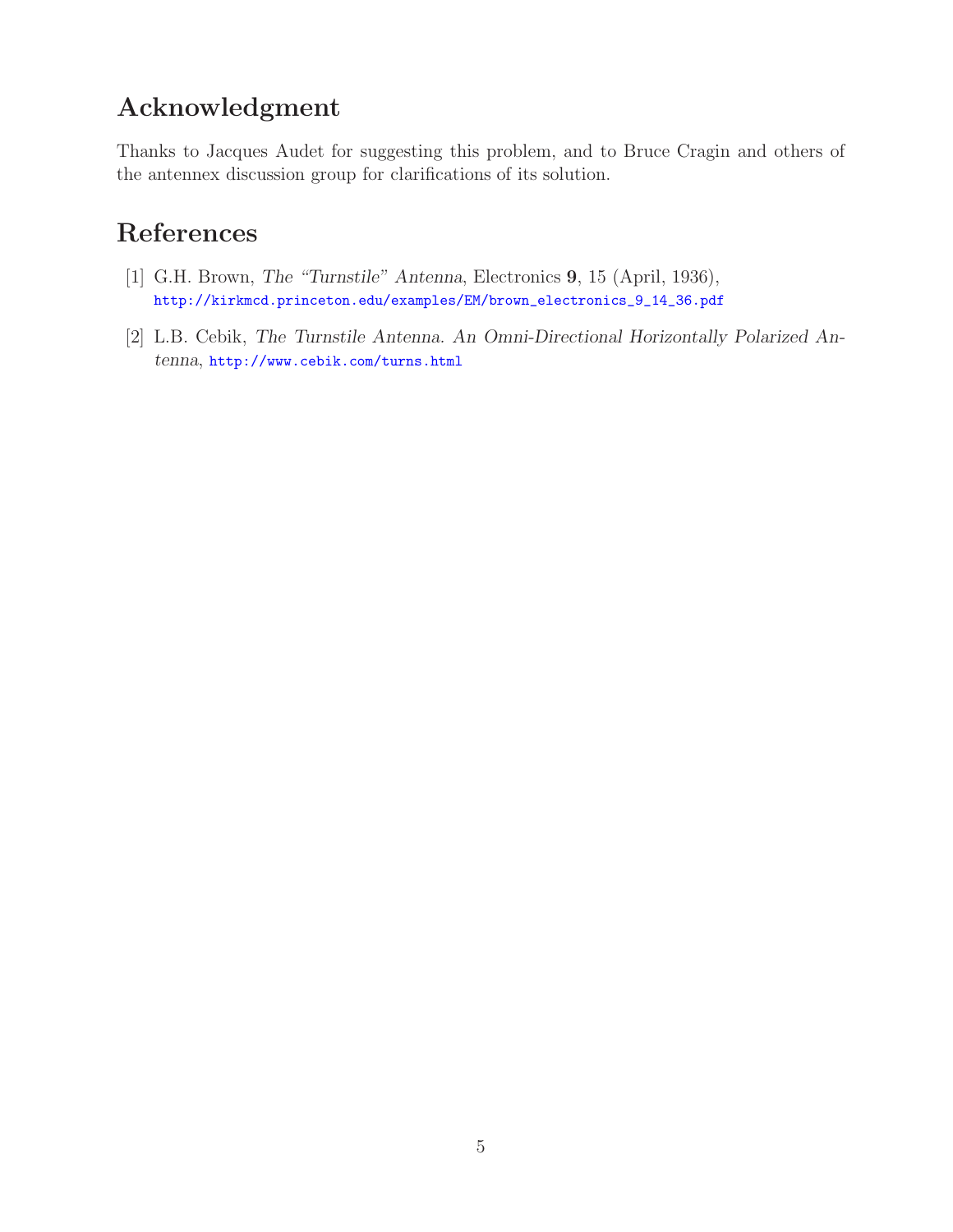## Acknowledgment

Thanks to Jacques Audet for suggesting this problem, and to Bruce Cragin and others of the antennex discussion group for clarifications of its solution.

## References

[1] G.H. Brown, *The "Turnstile" Antenna*, Electronics **9**, 15 (April, 1936), http://kirkmcd.princeton.edu/examples/EM/brown_electronics_9_14_36.pdf

[2] L.B. Cebik, *The Turnstile Antenna. An Omni-Directional Horizontally Polarized Antenna*, http://www.cebik.com/turns.html